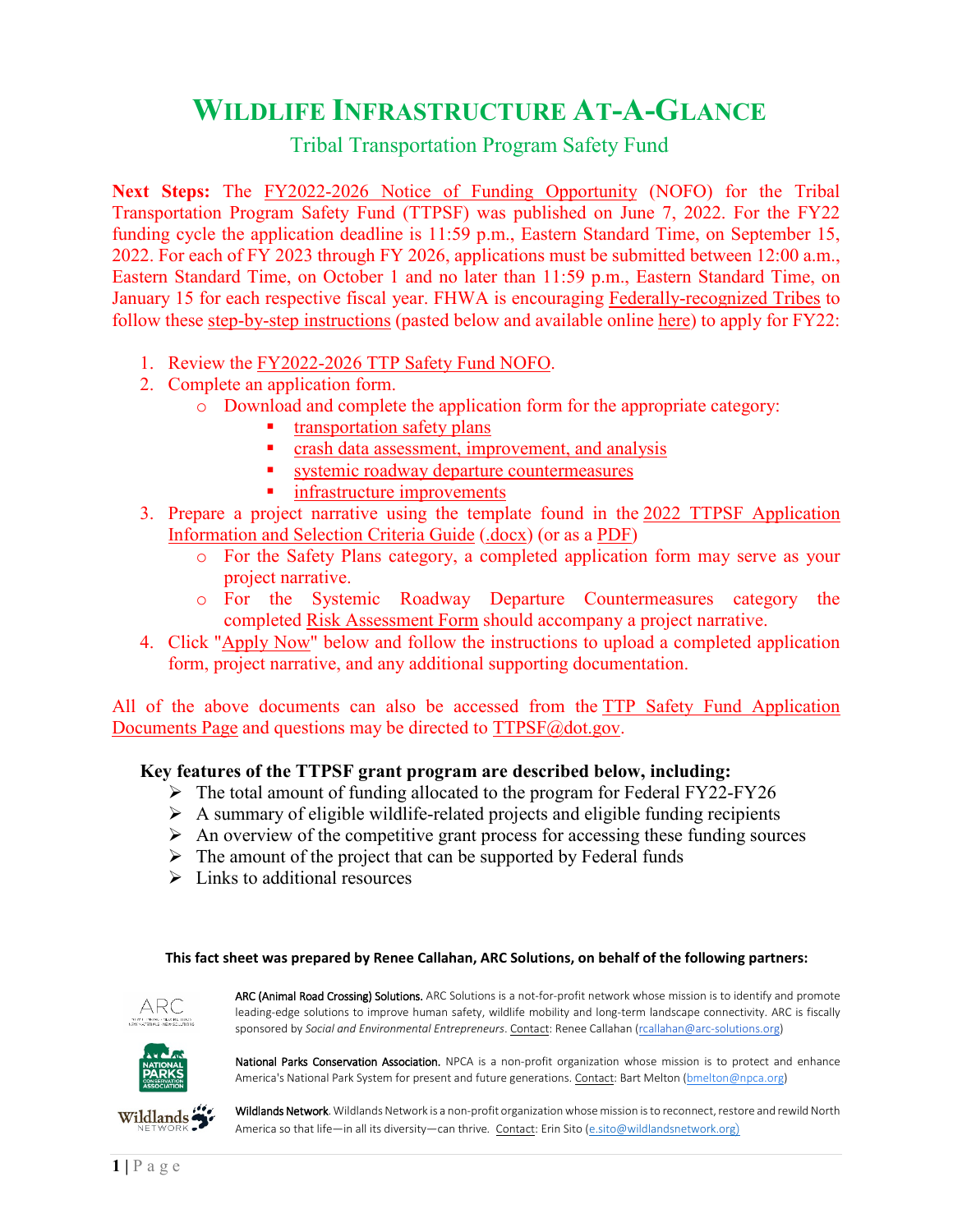# WILDLIFE INFRASTRUCTURE AT-A-GLANCE

## Tribal Transportation Program Safety Fund

**Next Steps:** The FY2022-2026 Notice of Funding Opportunity (NOFO) for the Tribal Transportation Program Safety Fund (TTPSF) was published on June 7, 2022. For the FY22 funding cycle the application deadline is 11:59 p.m., Eastern Standard Time, on September 15, 2022. For each of FY 2023 through FY 2026, applications must be submitted between 12:00 a.m., Eastern Standard Time, on October 1 and no later than 11:59 p.m., Eastern Standard Time, on January 15 for each respective fiscal year. FHWA is encouraging Federally-recognized Tribes to follow these step-by-step instructions (pasted below and available online here) to apply for FY22:

1. Review the FY2022-2026 TTP Safety Fund NOFO.
2. Complete an application form.
   - Download and complete the application form for the appropriate category:
     - transportation safety plans
     - crash data assessment, improvement, and analysis
     - systemic roadway departure countermeasures
     - infrastructure improvements
3. Prepare a project narrative using the template found in the 2022 TTPSF Application Information and Selection Criteria Guide (.docx) (or as a PDF)
   - For the Safety Plans category, a completed application form may serve as your project narrative.
   - For the Systemic Roadway Departure Countermeasures category the completed Risk Assessment Form should accompany a project narrative.
4. Click "Apply Now" below and follow the instructions to upload a completed application form, project narrative, and any additional supporting documentation.

All of the above documents can also be accessed from the TTP Safety Fund Application Documents Page and questions may be directed to TTPSF@dot.gov.

**Key features of the TTPSF grant program are described below, including:**

- The total amount of funding allocated to the program for Federal FY22-FY26
- A summary of eligible wildlife-related projects and eligible funding recipients
- An overview of the competitive grant process for accessing these funding sources
- The amount of the project that can be supported by Federal funds
- Links to additional resources

**This fact sheet was prepared by Renee Callahan, ARC Solutions, on behalf of the following partners:**

ARC (Animal Road Crossing) Solutions. ARC Solutions is a not-for-profit network whose mission is to identify and promote leading-edge solutions to improve human safety, wildlife mobility and long-term landscape connectivity. ARC is fiscally sponsored by *Social and Environmental Entrepreneurs*. Contact: Renee Callahan (rcallahan@arc-solutions.org)

National Parks Conservation Association. NPCA is a non-profit organization whose mission is to protect and enhance America's National Park System for present and future generations. Contact: Bart Melton (bmelton@npca.org)

Wildlands Network. Wildlands Network is a non-profit organization whose mission is to reconnect, restore and rewild North America so that life—in all its diversity—can thrive. Contact: Erin Sito (e.sito@wildlandsnetwork.org)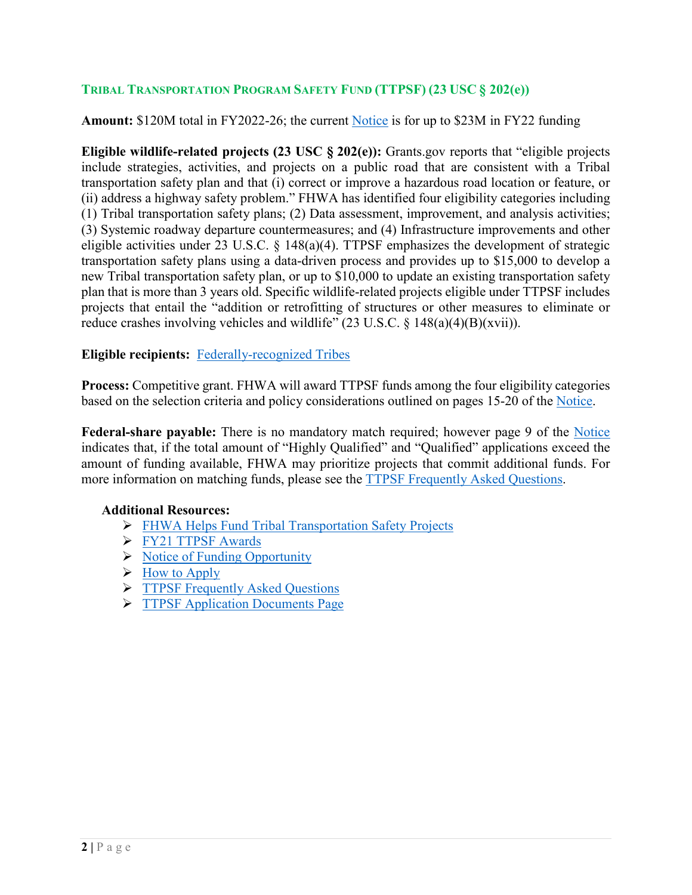### Tribal Transportation Program Safety Fund (TTPSF) (23 USC § 202(e))

**Amount:** $120M total in FY2022-26; the current Notice is for up to $23M in FY22 funding

**Eligible wildlife-related projects (23 USC § 202(e)):** Grants.gov reports that "eligible projects include strategies, activities, and projects on a public road that are consistent with a Tribal transportation safety plan and that (i) correct or improve a hazardous road location or feature, or (ii) address a highway safety problem." FHWA has identified four eligibility categories including (1) Tribal transportation safety plans; (2) Data assessment, improvement, and analysis activities; (3) Systemic roadway departure countermeasures; and (4) Infrastructure improvements and other eligible activities under 23 U.S.C. § 148(a)(4). TTPSF emphasizes the development of strategic transportation safety plans using a data-driven process and provides up to $15,000 to develop a new Tribal transportation safety plan, or up to $10,000 to update an existing transportation safety plan that is more than 3 years old. Specific wildlife-related projects eligible under TTPSF includes projects that entail the "addition or retrofitting of structures or other measures to eliminate or reduce crashes involving vehicles and wildlife" (23 U.S.C. § 148(a)(4)(B)(xvii)).

**Eligible recipients:** Federally-recognized Tribes

**Process:** Competitive grant. FHWA will award TTPSF funds among the four eligibility categories based on the selection criteria and policy considerations outlined on pages 15-20 of the Notice.

**Federal-share payable:** There is no mandatory match required; however page 9 of the Notice indicates that, if the total amount of "Highly Qualified" and "Qualified" applications exceed the amount of funding available, FHWA may prioritize projects that commit additional funds. For more information on matching funds, please see the TTPSF Frequently Asked Questions.

**Additional Resources:**

- FHWA Helps Fund Tribal Transportation Safety Projects
- FY21 TTPSF Awards
- Notice of Funding Opportunity
- How to Apply
- TTPSF Frequently Asked Questions
- TTPSF Application Documents Page